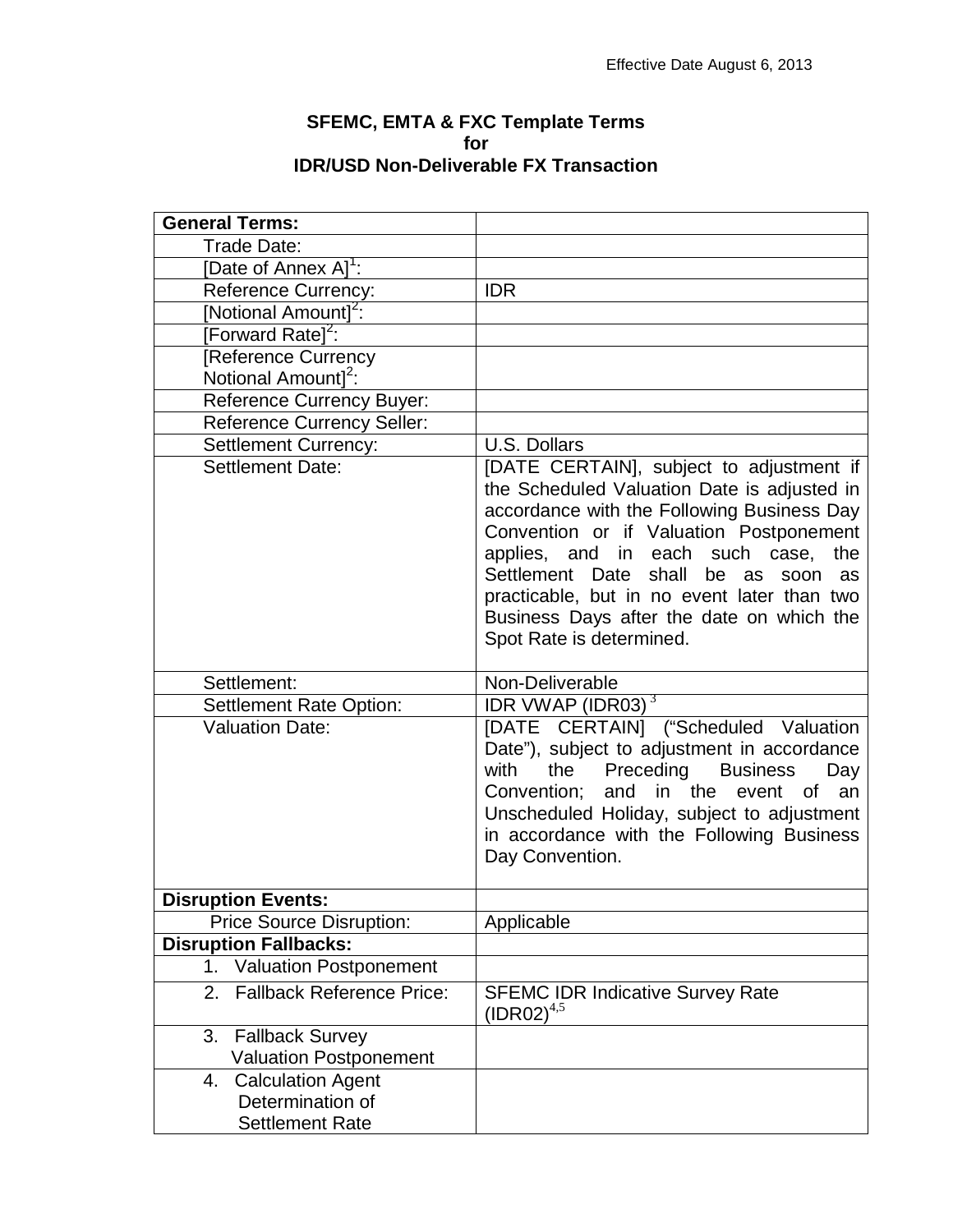Effective Date August 6, 2013

**SFEMC, EMTA & FXC Template Terms**
**for**
**IDR/USD Non-Deliverable FX Transaction**

| **General Terms:** | |
|---|---|
| Trade Date: | |
| [Date of Annex A][1]: | |
| Reference Currency: | IDR |
| [Notional Amount][2]: | |
| [Forward Rate][2]: | |
| [Reference Currency Notional Amount][2]: | |
| Reference Currency Buyer: | |
| Reference Currency Seller: | |
| Settlement Currency: | U.S. Dollars |
| Settlement Date: | [DATE CERTAIN], subject to adjustment if the Scheduled Valuation Date is adjusted in accordance with the Following Business Day Convention or if Valuation Postponement applies, and in each such case, the Settlement Date shall be as soon as practicable, but in no event later than two Business Days after the date on which the Spot Rate is determined. |
| Settlement: | Non-Deliverable |
| Settlement Rate Option: | IDR VWAP (IDR03) [3] |
| Valuation Date: | [DATE CERTAIN] ("Scheduled Valuation Date"), subject to adjustment in accordance with the Preceding Business Day Convention; and in the event of an Unscheduled Holiday, subject to adjustment in accordance with the Following Business Day Convention. |
| **Disruption Events:** | |
| Price Source Disruption: | Applicable |
| **Disruption Fallbacks:** | |
| 1. Valuation Postponement | |
| 2. Fallback Reference Price: | SFEMC IDR Indicative Survey Rate (IDR02)[4,5] |
| 3. Fallback Survey Valuation Postponement | |
| 4. Calculation Agent Determination of Settlement Rate | |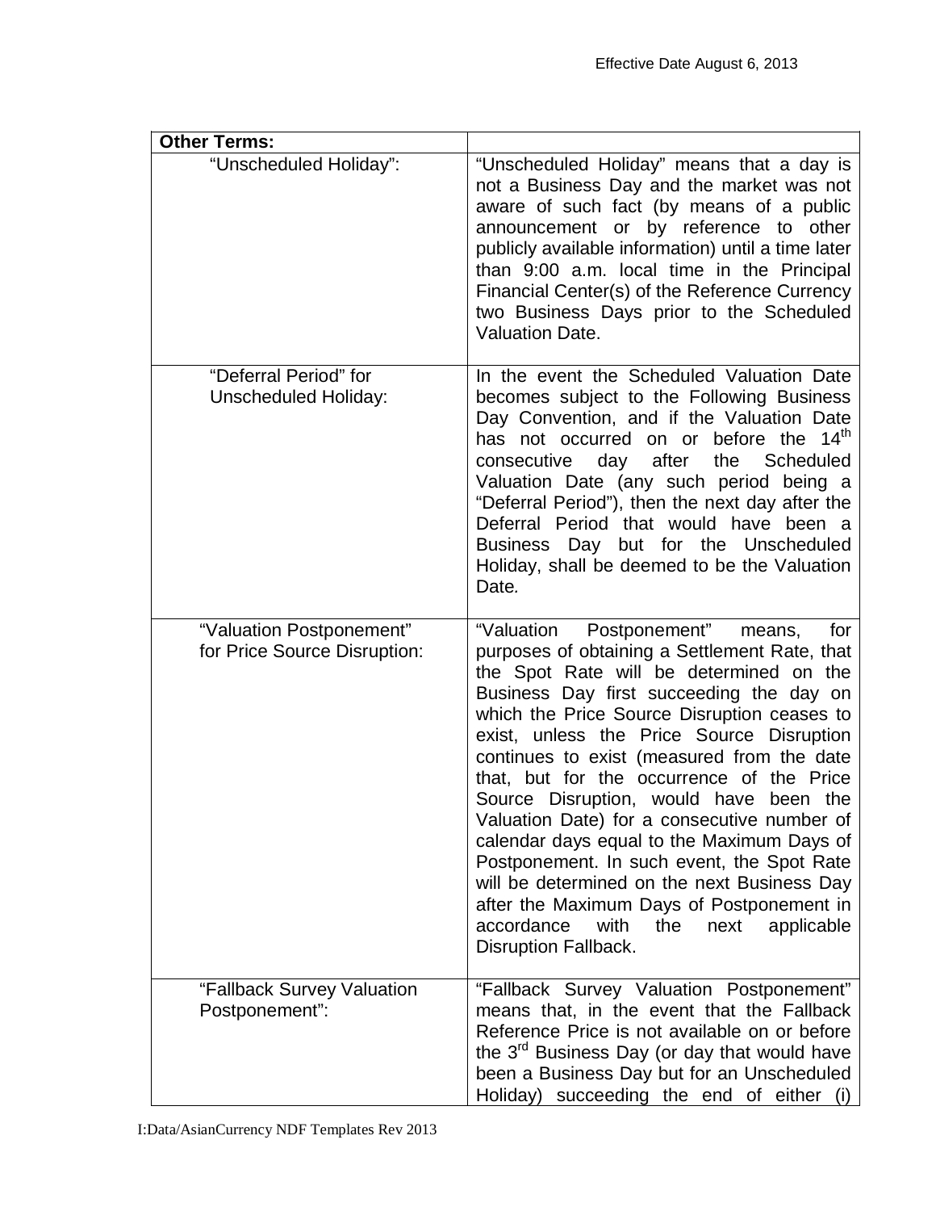| **Other Terms:** | |
|---|---|
| "Unscheduled Holiday": | "Unscheduled Holiday" means that a day is not a Business Day and the market was not aware of such fact (by means of a public announcement or by reference to other publicly available information) until a time later than 9:00 a.m. local time in the Principal Financial Center(s) of the Reference Currency two Business Days prior to the Scheduled Valuation Date. |
| "Deferral Period" for Unscheduled Holiday: | In the event the Scheduled Valuation Date becomes subject to the Following Business Day Convention, and if the Valuation Date has not occurred on or before the 14th consecutive day after the Scheduled Valuation Date (any such period being a "Deferral Period"), then the next day after the Deferral Period that would have been a Business Day but for the Unscheduled Holiday, shall be deemed to be the Valuation Date. |
| "Valuation Postponement" for Price Source Disruption: | "Valuation Postponement" means, for purposes of obtaining a Settlement Rate, that the Spot Rate will be determined on the Business Day first succeeding the day on which the Price Source Disruption ceases to exist, unless the Price Source Disruption continues to exist (measured from the date that, but for the occurrence of the Price Source Disruption, would have been the Valuation Date) for a consecutive number of calendar days equal to the Maximum Days of Postponement. In such event, the Spot Rate will be determined on the next Business Day after the Maximum Days of Postponement in accordance with the next applicable Disruption Fallback. |
| "Fallback Survey Valuation Postponement": | "Fallback Survey Valuation Postponement" means that, in the event that the Fallback Reference Price is not available on or before the 3rd Business Day (or day that would have been a Business Day but for an Unscheduled Holiday) succeeding the end of either (i) |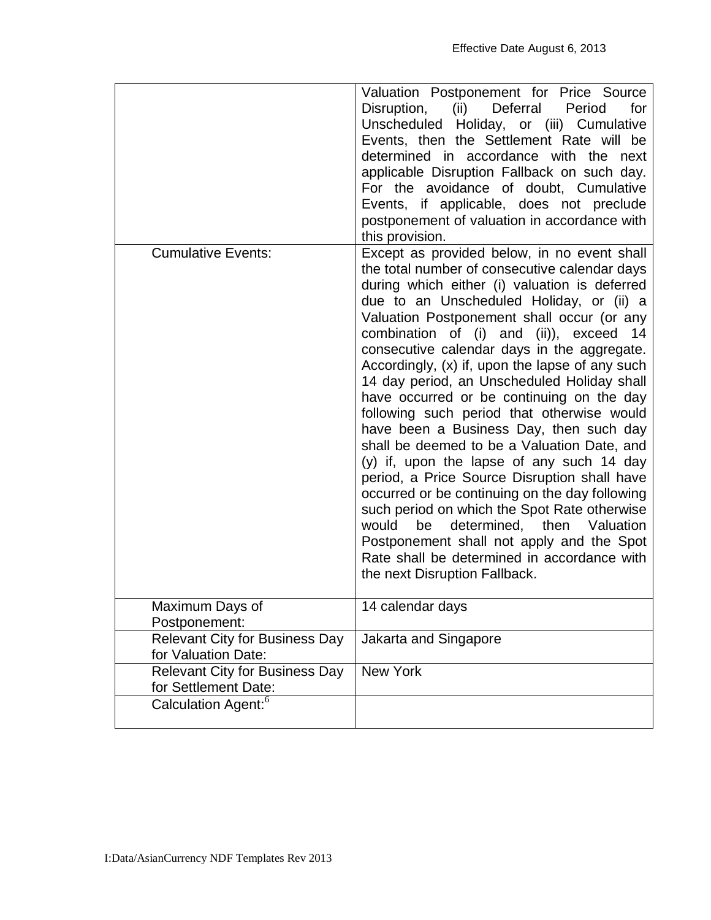| | |
|---|---|
| | Valuation Postponement for Price Source Disruption, (ii) Deferral Period for Unscheduled Holiday, or (iii) Cumulative Events, then the Settlement Rate will be determined in accordance with the next applicable Disruption Fallback on such day. For the avoidance of doubt, Cumulative Events, if applicable, does not preclude postponement of valuation in accordance with this provision. |
| Cumulative Events: | Except as provided below, in no event shall the total number of consecutive calendar days during which either (i) valuation is deferred due to an Unscheduled Holiday, or (ii) a Valuation Postponement shall occur (or any combination of (i) and (ii)), exceed 14 consecutive calendar days in the aggregate. Accordingly, (x) if, upon the lapse of any such 14 day period, an Unscheduled Holiday shall have occurred or be continuing on the day following such period that otherwise would have been a Business Day, then such day shall be deemed to be a Valuation Date, and (y) if, upon the lapse of any such 14 day period, a Price Source Disruption shall have occurred or be continuing on the day following such period on which the Spot Rate otherwise would be determined, then Valuation Postponement shall not apply and the Spot Rate shall be determined in accordance with the next Disruption Fallback. |
| Maximum Days of Postponement: | 14 calendar days |
| Relevant City for Business Day for Valuation Date: | Jakarta and Singapore |
| Relevant City for Business Day for Settlement Date: | New York |
| Calculation Agent:[6] | |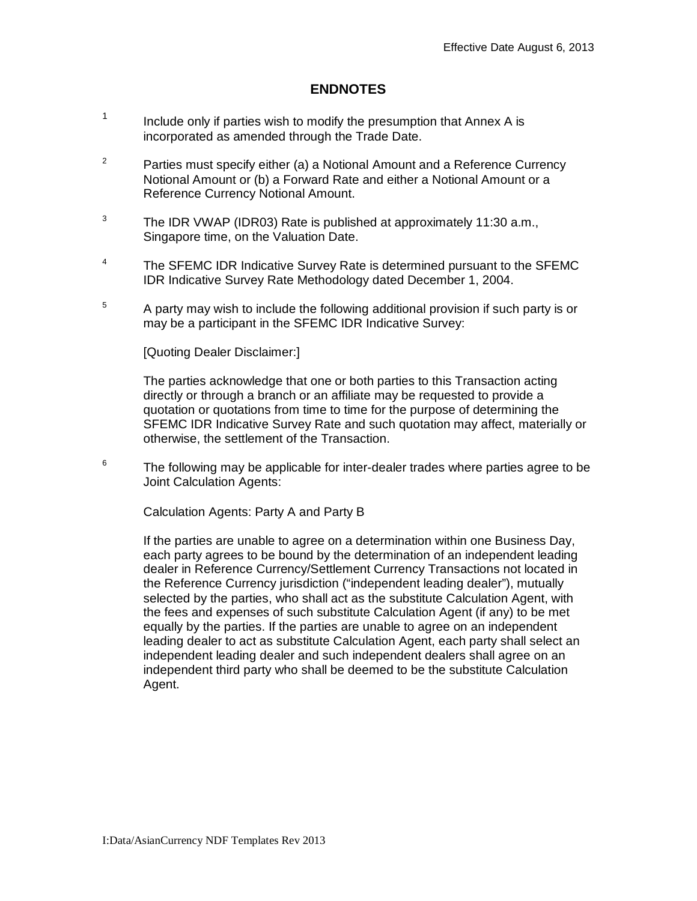# ENDNOTES

[1] Include only if parties wish to modify the presumption that Annex A is incorporated as amended through the Trade Date.

[2] Parties must specify either (a) a Notional Amount and a Reference Currency Notional Amount or (b) a Forward Rate and either a Notional Amount or a Reference Currency Notional Amount.

[3] The IDR VWAP (IDR03) Rate is published at approximately 11:30 a.m., Singapore time, on the Valuation Date.

[4] The SFEMC IDR Indicative Survey Rate is determined pursuant to the SFEMC IDR Indicative Survey Rate Methodology dated December 1, 2004.

[5] A party may wish to include the following additional provision if such party is or may be a participant in the SFEMC IDR Indicative Survey:

[Quoting Dealer Disclaimer:]

The parties acknowledge that one or both parties to this Transaction acting directly or through a branch or an affiliate may be requested to provide a quotation or quotations from time to time for the purpose of determining the SFEMC IDR Indicative Survey Rate and such quotation may affect, materially or otherwise, the settlement of the Transaction.

[6] The following may be applicable for inter-dealer trades where parties agree to be Joint Calculation Agents:

Calculation Agents: Party A and Party B

If the parties are unable to agree on a determination within one Business Day, each party agrees to be bound by the determination of an independent leading dealer in Reference Currency/Settlement Currency Transactions not located in the Reference Currency jurisdiction ("independent leading dealer"), mutually selected by the parties, who shall act as the substitute Calculation Agent, with the fees and expenses of such substitute Calculation Agent (if any) to be met equally by the parties. If the parties are unable to agree on an independent leading dealer to act as substitute Calculation Agent, each party shall select an independent leading dealer and such independent dealers shall agree on an independent third party who shall be deemed to be the substitute Calculation Agent.